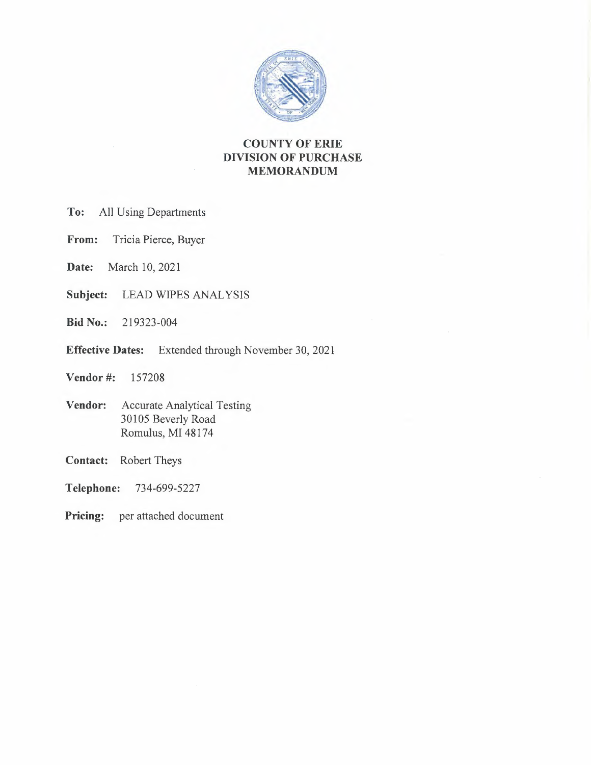# COUNTY OF ERIE
## DIVISION OF PURCHASE
## MEMORANDUM

**To:** All Using Departments

**From:** Tricia Pierce, Buyer

**Date:** March 10, 2021

**Subject:** LEAD WIPES ANALYSIS

**Bid No.:** 219323-004

**Effective Dates:** Extended through November 30, 2021

**Vendor #:** 157208

**Vendor:** Accurate Analytical Testing
30105 Beverly Road
Romulus, MI 48174

**Contact:** Robert Theys

**Telephone:** 734-699-5227

**Pricing:** per attached document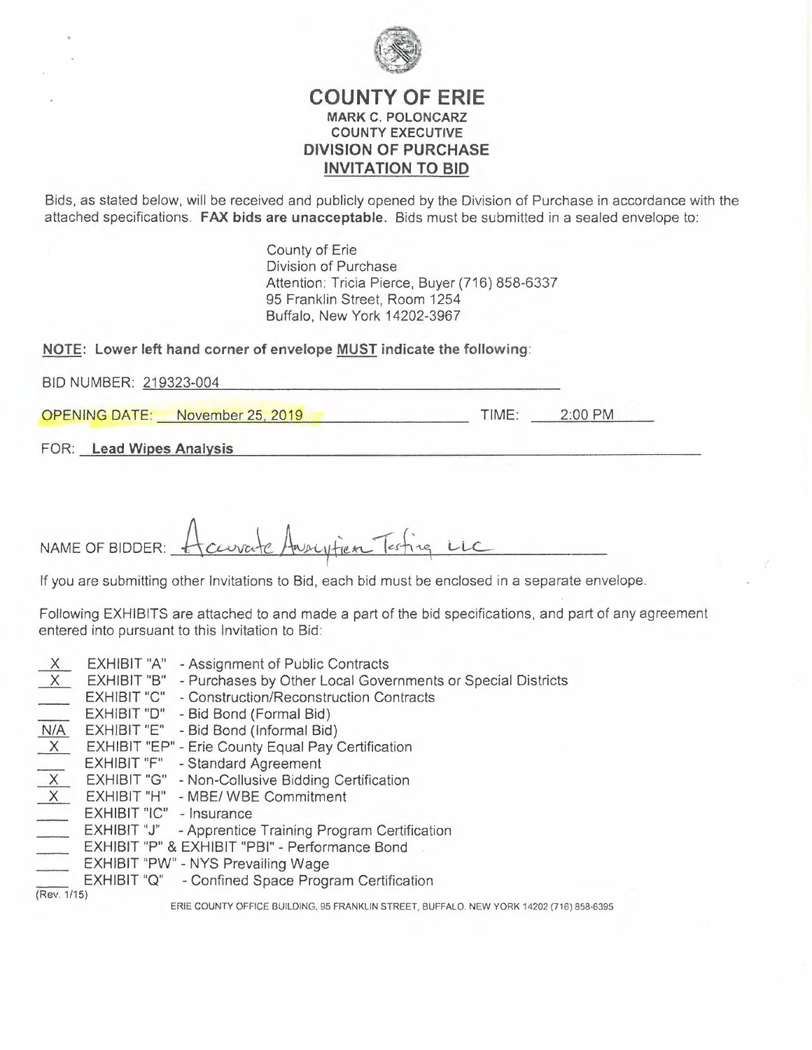# COUNTY OF ERIE

**MARK C. POLONCARZ**
**COUNTY EXECUTIVE**
**DIVISION OF PURCHASE**
**INVITATION TO BID**

Bids, as stated below, will be received and publicly opened by the Division of Purchase in accordance with the attached specifications. **FAX bids are unacceptable.** Bids must be submitted in a sealed envelope to:

County of Erie
Division of Purchase
Attention: Tricia Pierce, Buyer (716) 858-6337
95 Franklin Street, Room 1254
Buffalo, New York 14202-3967

**NOTE: Lower left hand corner of envelope MUST indicate the following:**

BID NUMBER: 219323-004

OPENING DATE: November 25, 2019 TIME: 2:00 PM

FOR: **Lead Wipes Analysis**

NAME OF BIDDER: Accurate Analytical Testing LLC

If you are submitting other Invitations to Bid, each bid must be enclosed in a separate envelope.

Following EXHIBITS are attached to and made a part of the bid specifications, and part of any agreement entered into pursuant to this Invitation to Bid:

| | | |
|---|---|---|
| X | EXHIBIT "A" | - Assignment of Public Contracts |
| X | EXHIBIT "B" | - Purchases by Other Local Governments or Special Districts |
| | EXHIBIT "C" | - Construction/Reconstruction Contracts |
| | EXHIBIT "D" | - Bid Bond (Formal Bid) |
| N/A | EXHIBIT "E" | - Bid Bond (Informal Bid) |
| X | EXHIBIT "EP" | - Erie County Equal Pay Certification |
| | EXHIBIT "F" | - Standard Agreement |
| X | EXHIBIT "G" | - Non-Collusive Bidding Certification |
| X | EXHIBIT "H" | - MBE/ WBE Commitment |
| | EXHIBIT "IC" | - Insurance |
| | EXHIBIT "J" | - Apprentice Training Program Certification |
| | EXHIBIT "P" & EXHIBIT "PBI" | - Performance Bond |
| | EXHIBIT "PW" | - NYS Prevailing Wage |
| | EXHIBIT "Q" | - Confined Space Program Certification |

(Rev. 1/15)

ERIE COUNTY OFFICE BUILDING, 95 FRANKLIN STREET, BUFFALO, NEW YORK 14202 (716) 858-6395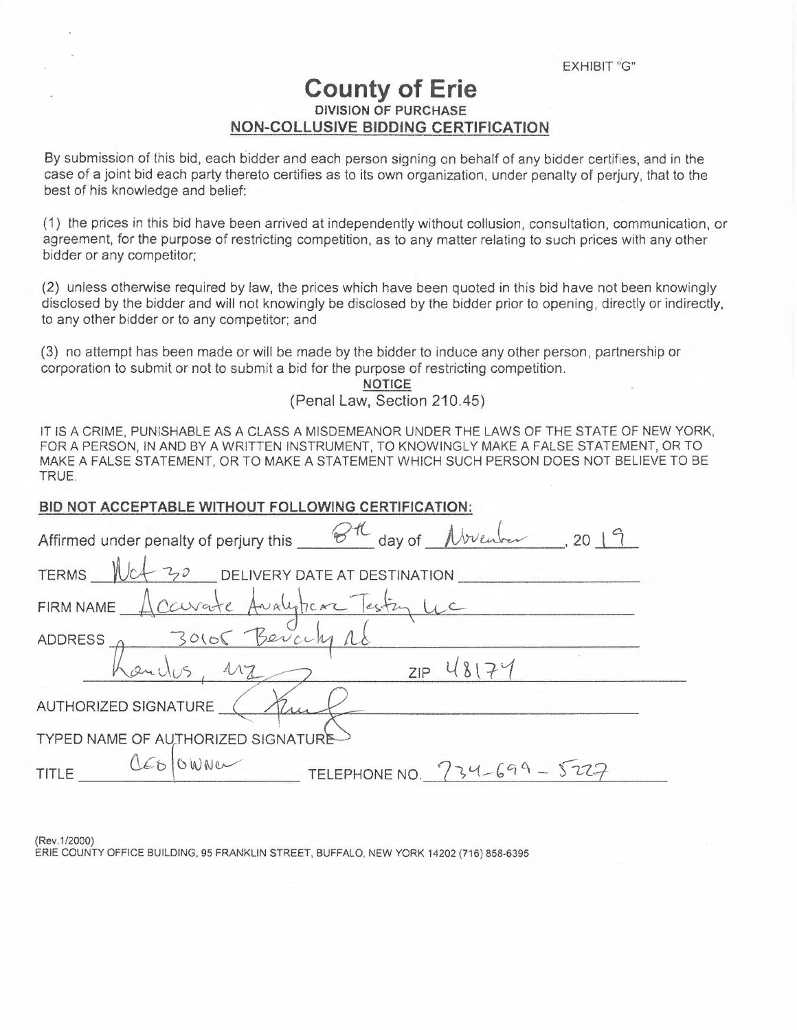EXHIBIT "G"

# County of Erie

## DIVISION OF PURCHASE

## NON-COLLUSIVE BIDDING CERTIFICATION

By submission of this bid, each bidder and each person signing on behalf of any bidder certifies, and in the case of a joint bid each party thereto certifies as to its own organization, under penalty of perjury, that to the best of his knowledge and belief:

(1) the prices in this bid have been arrived at independently without collusion, consultation, communication, or agreement, for the purpose of restricting competition, as to any matter relating to such prices with any other bidder or any competitor;

(2) unless otherwise required by law, the prices which have been quoted in this bid have not been knowingly disclosed by the bidder and will not knowingly be disclosed by the bidder prior to opening, directly or indirectly, to any other bidder or to any competitor; and

(3) no attempt has been made or will be made by the bidder to induce any other person, partnership or corporation to submit or not to submit a bid for the purpose of restricting competition.

**NOTICE**

(Penal Law, Section 210.45)

IT IS A CRIME, PUNISHABLE AS A CLASS A MISDEMEANOR UNDER THE LAWS OF THE STATE OF NEW YORK, FOR A PERSON, IN AND BY A WRITTEN INSTRUMENT, TO KNOWINGLY MAKE A FALSE STATEMENT, OR TO MAKE A FALSE STATEMENT, OR TO MAKE A STATEMENT WHICH SUCH PERSON DOES NOT BELIEVE TO BE TRUE.

**BID NOT ACCEPTABLE WITHOUT FOLLOWING CERTIFICATION:**

Affirmed under penalty of perjury this 8th day of November, 20 19

TERMS Net 30 DELIVERY DATE AT DESTINATION ______

FIRM NAME Accurate Analytical Testing LLC

ADDRESS 30105 Beverly Rd

Romulus, MI ZIP 48174

AUTHORIZED SIGNATURE [signature]

TYPED NAME OF AUTHORIZED SIGNATURE ______

TITLE CEO/Owner TELEPHONE NO. 734-699-5227

(Rev.1/2000)

ERIE COUNTY OFFICE BUILDING, 95 FRANKLIN STREET, BUFFALO, NEW YORK 14202 (716) 858-6395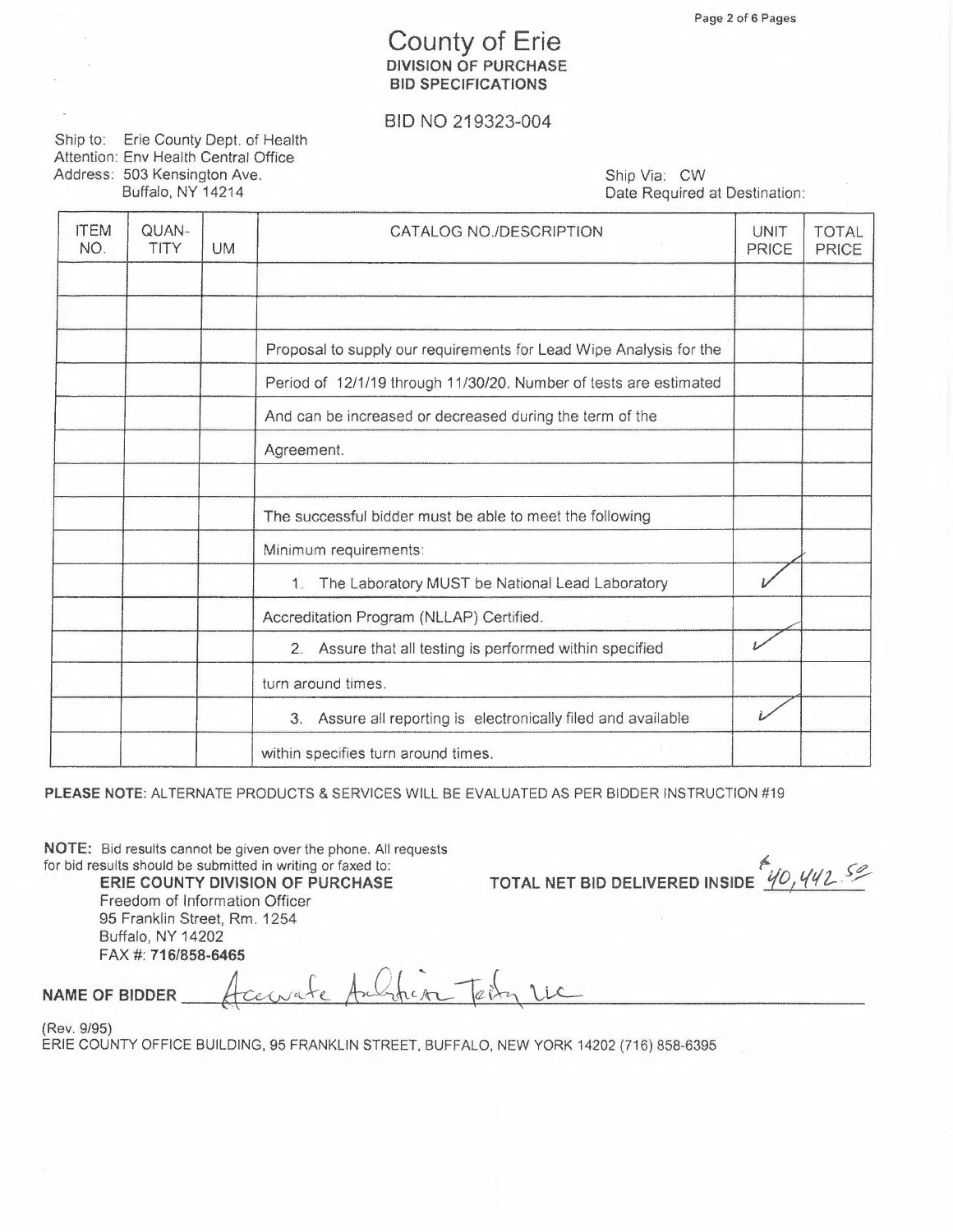# County of Erie

**DIVISION OF PURCHASE**
**BID SPECIFICATIONS**

BID NO 219323-004

Ship to: Erie County Dept. of Health
Attention: Env Health Central Office
Address: 503 Kensington Ave.
Buffalo, NY 14214

Ship Via: CW
Date Required at Destination:

| ITEM NO. | QUAN-TITY | UM | CATALOG NO./DESCRIPTION | UNIT PRICE | TOTAL PRICE |
|---|---|---|---|---|---|
| | | | | | |
| | | | | | |
| | | | Proposal to supply our requirements for Lead Wipe Analysis for the | | |
| | | | Period of 12/1/19 through 11/30/20. Number of tests are estimated | | |
| | | | And can be increased or decreased during the term of the | | |
| | | | Agreement. | | |
| | | | | | |
| | | | The successful bidder must be able to meet the following | | |
| | | | Minimum requirements: | | |
| | | | 1. The Laboratory MUST be National Lead Laboratory | ✓ | |
| | | | Accreditation Program (NLLAP) Certified. | | |
| | | | 2. Assure that all testing is performed within specified | ✓ | |
| | | | turn around times. | | |
| | | | 3. Assure all reporting is electronically filed and available | ✓ | |
| | | | within specifies turn around times. | | |

**PLEASE NOTE:** ALTERNATE PRODUCTS & SERVICES WILL BE EVALUATED AS PER BIDDER INSTRUCTION #19

**NOTE:** Bid results cannot be given over the phone. All requests for bid results should be submitted in writing or faxed to:

**ERIE COUNTY DIVISION OF PURCHASE**
Freedom of Information Officer
95 Franklin Street, Rm. 1254
Buffalo, NY 14202
FAX #: **716/858-6465**

**TOTAL NET BID DELIVERED INSIDE** $40,442.50

**NAME OF BIDDER** Accurate Analytical Testing LLC

(Rev. 9/95)
ERIE COUNTY OFFICE BUILDING, 95 FRANKLIN STREET, BUFFALO, NEW YORK 14202 (716) 858-6395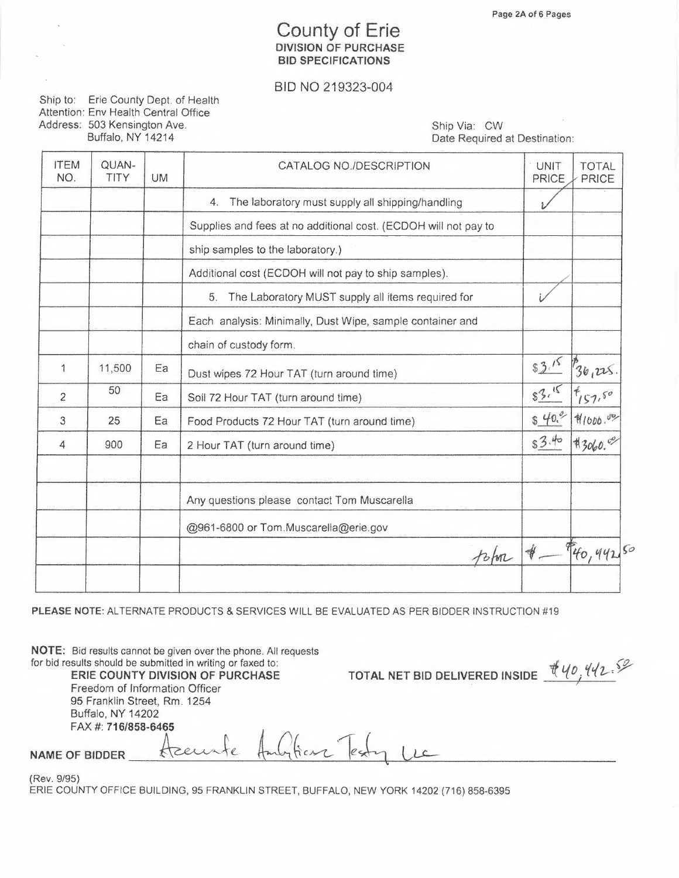# County of Erie

**DIVISION OF PURCHASE**
**BID SPECIFICATIONS**

BID NO 219323-004

Ship to: Erie County Dept. of Health
Attention: Env Health Central Office
Address: 503 Kensington Ave.
Buffalo, NY 14214

Ship Via: CW
Date Required at Destination:

| ITEM NO. | QUAN-TITY | UM | CATALOG NO./DESCRIPTION | UNIT PRICE | TOTAL PRICE |
|---|---|---|---|---|---|
| | | | 4. The laboratory must supply all shipping/handling | ✓ | |
| | | | Supplies and fees at no additional cost. (ECDOH will not pay to | | |
| | | | ship samples to the laboratory.) | | |
| | | | Additional cost (ECDOH will not pay to ship samples). | | |
| | | | 5. The Laboratory MUST supply all items required for | ✓ | |
| | | | Each analysis: Minimally, Dust Wipe, sample container and | | |
| | | | chain of custody form. | | |
| 1 | 11,500 | Ea | Dust wipes 72 Hour TAT (turn around time) | $3.15 | $36,225. |
| 2 | 50 | Ea | Soil 72 Hour TAT (turn around time) | $3.15 | $157.50 |
| 3 | 25 | Ea | Food Products 72 Hour TAT (turn around time) | $40.00 | $1000.00 |
| 4 | 900 | Ea | 2 Hour TAT (turn around time) | $3.40 | $3060.00 |
| | | | | | |
| | | | Any questions please contact Tom Muscarella | | |
| | | | @961-6800 or Tom.Muscarella@erie.gov | | |
| | | | total | $ — | $40,442.50 |
| | | | | | |

**PLEASE NOTE:** ALTERNATE PRODUCTS & SERVICES WILL BE EVALUATED AS PER BIDDER INSTRUCTION #19

**NOTE:** Bid results cannot be given over the phone. All requests for bid results should be submitted in writing or faxed to:
**ERIE COUNTY DIVISION OF PURCHASE**
Freedom of Information Officer
95 Franklin Street, Rm. 1254
Buffalo, NY 14202
FAX #: **716/858-6465**

**TOTAL NET BID DELIVERED INSIDE** $40,442.50

**NAME OF BIDDER** Accurate Analytical Testing LLC

(Rev. 9/95)
ERIE COUNTY OFFICE BUILDING, 95 FRANKLIN STREET, BUFFALO, NEW YORK 14202 (716) 858-6395